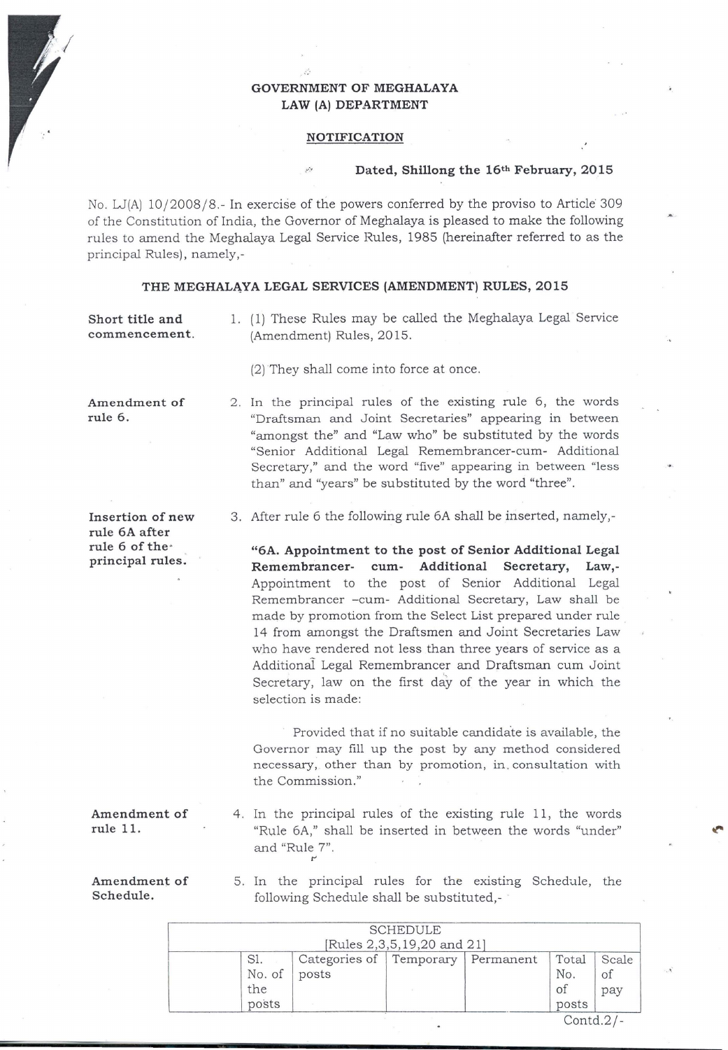**GOVERNMENT OF MEGHALAYA**
**LAW (A) DEPARTMENT**

**NOTIFICATION**

**Dated, Shillong the 16th February, 2015**

No. LJ(A) 10/2008/8.- In exercise of the powers conferred by the proviso to Article 309 of the Constitution of India, the Governor of Meghalaya is pleased to make the following rules to amend the Meghalaya Legal Service Rules, 1985 (hereinafter referred to as the principal Rules), namely,-

**THE MEGHALAYA LEGAL SERVICES (AMENDMENT) RULES, 2015**

**Short title and commencement.**

1. (1) These Rules may be called the Meghalaya Legal Service (Amendment) Rules, 2015.

   (2) They shall come into force at once.

**Amendment of rule 6.**

2. In the principal rules of the existing rule 6, the words "Draftsman and Joint Secretaries" appearing in between "amongst the" and "Law who" be substituted by the words "Senior Additional Legal Remembrancer-cum- Additional Secretary," and the word "five" appearing in between "less than" and "years" be substituted by the word "three".

**Insertion of new rule 6A after rule 6 of the principal rules.**

3. After rule 6 the following rule 6A shall be inserted, namely,-

   **"6A. Appointment to the post of Senior Additional Legal Remembrancer- cum- Additional Secretary, Law,-** Appointment to the post of Senior Additional Legal Remembrancer –cum- Additional Secretary, Law shall be made by promotion from the Select List prepared under rule 14 from amongst the Draftsmen and Joint Secretaries Law who have rendered not less than three years of service as a Additional Legal Remembrancer and Draftsman cum Joint Secretary, law on the first day of the year in which the selection is made:

   Provided that if no suitable candidate is available, the Governor may fill up the post by any method considered necessary, other than by promotion, in consultation with the Commission."

**Amendment of rule 11.**

4. In the principal rules of the existing rule 11, the words "Rule 6A," shall be inserted in between the words "under" and "Rule 7".

**Amendment of Schedule.**

5. In the principal rules for the existing Schedule, the following Schedule shall be substituted,-

| SCHEDULE [Rules 2,3,5,19,20 and 21] | | | | | | |
|---|---|---|---|---|---|---|
| | Sl. No. of the posts | Categories of posts | Temporary | Permanent | Total No. of posts | Scale of pay |

Contd.2/-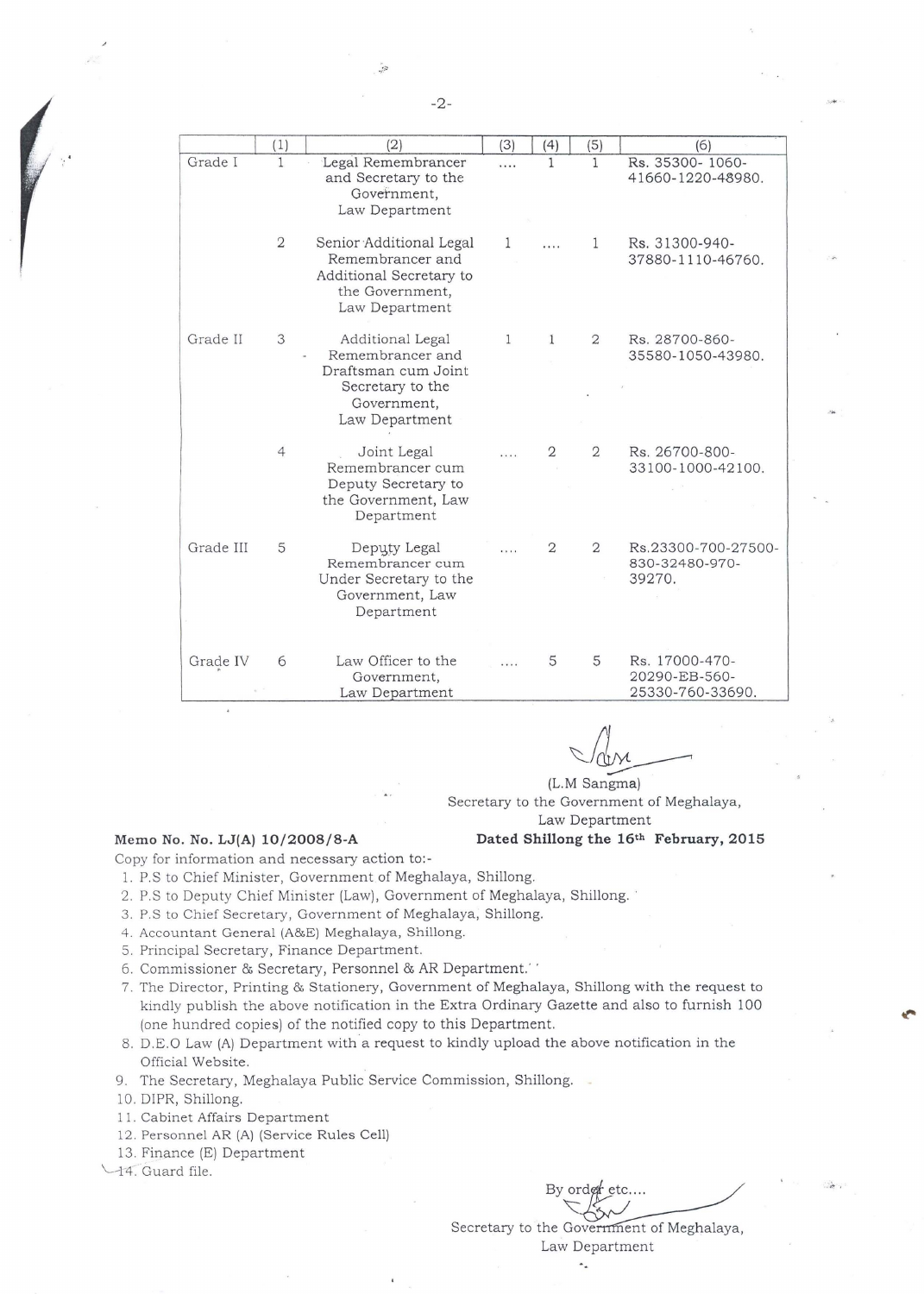| | (1) | (2) | (3) | (4) | (5) | (6) |
|---|---|---|---|---|---|---|
| Grade I | 1 | Legal Remembrancer and Secretary to the Government, Law Department | .... | 1 | 1 | Rs. 35300- 1060-41660-1220-48980. |
| | 2 | Senior Additional Legal Remembrancer and Additional Secretary to the Government, Law Department | 1 | .... | 1 | Rs. 31300-940-37880-1110-46760. |
| Grade II | 3 | Additional Legal Remembrancer and Draftsman cum Joint Secretary to the Government, Law Department | 1 | 1 | 2 | Rs. 28700-860-35580-1050-43980. |
| | 4 | Joint Legal Remembrancer cum Deputy Secretary to the Government, Law Department | .... | 2 | 2 | Rs. 26700-800-33100-1000-42100. |
| Grade III | 5 | Deputy Legal Remembrancer cum Under Secretary to the Government, Law Department | .... | 2 | 2 | Rs.23300-700-27500-830-32480-970-39270. |
| Grade IV | 6 | Law Officer to the Government, Law Department | .... | 5 | 5 | Rs. 17000-470-20290-EB-560-25330-760-33690. |

(L.M Sangma)
Secretary to the Government of Meghalaya,
Law Department

**Memo No. No. LJ(A) 10/2008/8-A** **Dated Shillong the 16th February, 2015**

Copy for information and necessary action to:-

1. P.S to Chief Minister, Government of Meghalaya, Shillong.
2. P.S to Deputy Chief Minister (Law), Government of Meghalaya, Shillong.
3. P.S to Chief Secretary, Government of Meghalaya, Shillong.
4. Accountant General (A&E) Meghalaya, Shillong.
5. Principal Secretary, Finance Department.
6. Commissioner & Secretary, Personnel & AR Department.
7. The Director, Printing & Stationery, Government of Meghalaya, Shillong with the request to kindly publish the above notification in the Extra Ordinary Gazette and also to furnish 100 (one hundred copies) of the notified copy to this Department.
8. D.E.O Law (A) Department with a request to kindly upload the above notification in the Official Website.
9. The Secretary, Meghalaya Public Service Commission, Shillong.
10. DIPR, Shillong.
11. Cabinet Affairs Department
12. Personnel AR (A) (Service Rules Cell)
13. Finance (E) Department
14. Guard file.

By order etc....

Secretary to the Government of Meghalaya,
Law Department